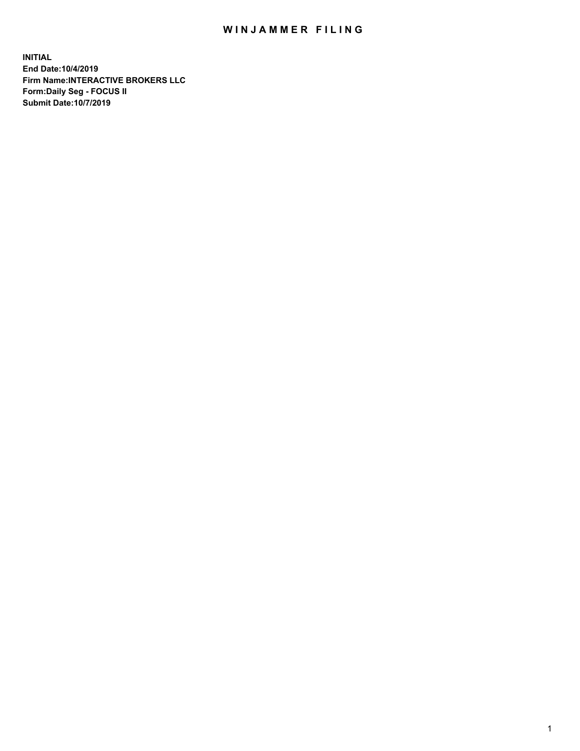# WINJAMMER FILING

**INITIAL**
**End Date:10/4/2019**
**Firm Name:INTERACTIVE BROKERS LLC**
**Form:Daily Seg - FOCUS II**
**Submit Date:10/7/2019**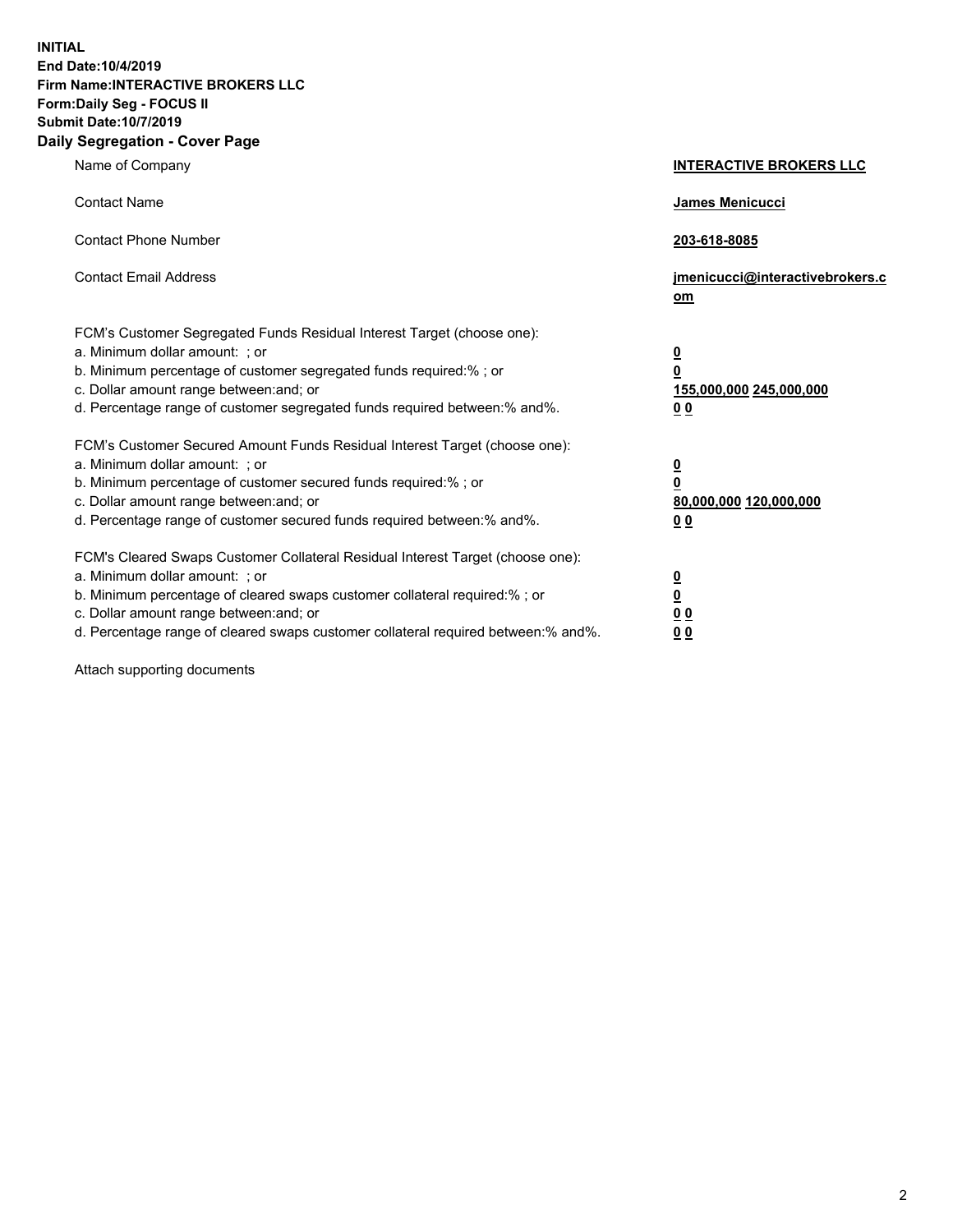**INITIAL**
**End Date:10/4/2019**
**Firm Name:INTERACTIVE BROKERS LLC**
**Form:Daily Seg - FOCUS II**
**Submit Date:10/7/2019**

## Daily Segregation - Cover Page

| | |
|---|---|
| Name of Company | **INTERACTIVE BROKERS LLC** |
| Contact Name | **James Menicucci** |
| Contact Phone Number | **203-618-8085** |
| Contact Email Address | **jmenicucci@interactivebrokers.com** |

FCM's Customer Segregated Funds Residual Interest Target (choose one):

| | |
|---|---|
| a. Minimum dollar amount: ; or | **0** |
| b. Minimum percentage of customer segregated funds required:% ; or | **0** |
| c. Dollar amount range between:and; or | **155,000,000 245,000,000** |
| d. Percentage range of customer segregated funds required between:% and%. | **0 0** |

FCM's Customer Secured Amount Funds Residual Interest Target (choose one):

| | |
|---|---|
| a. Minimum dollar amount: ; or | **0** |
| b. Minimum percentage of customer secured funds required:% ; or | **0** |
| c. Dollar amount range between:and; or | **80,000,000 120,000,000** |
| d. Percentage range of customer secured funds required between:% and%. | **0 0** |

FCM's Cleared Swaps Customer Collateral Residual Interest Target (choose one):

| | |
|---|---|
| a. Minimum dollar amount: ; or | **0** |
| b. Minimum percentage of cleared swaps customer collateral required:% ; or | **0** |
| c. Dollar amount range between:and; or | **0 0** |
| d. Percentage range of cleared swaps customer collateral required between:% and%. | **0 0** |

Attach supporting documents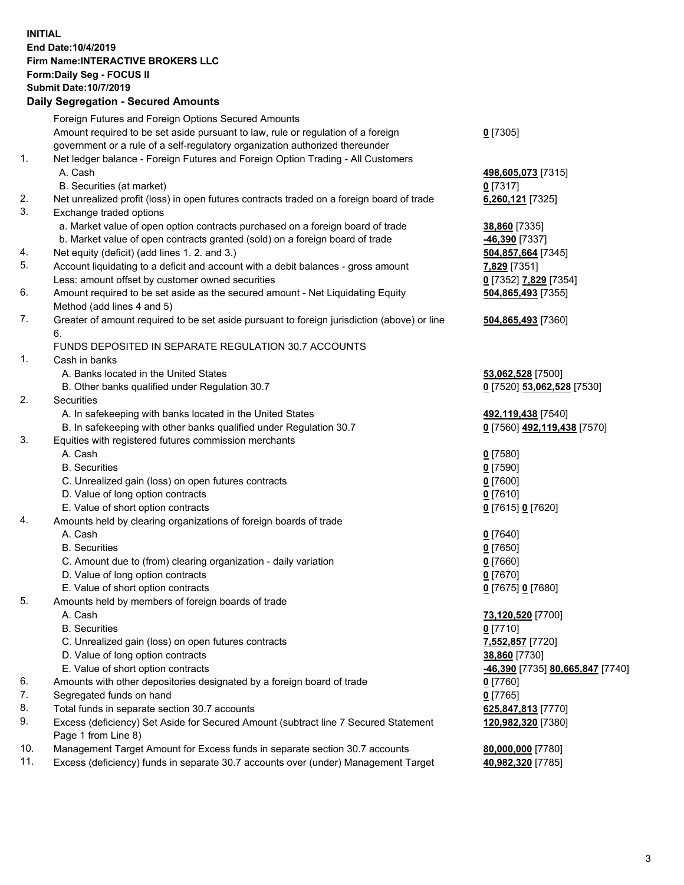**INITIAL**
**End Date:10/4/2019**
**Firm Name:INTERACTIVE BROKERS LLC**
**Form:Daily Seg - FOCUS II**
**Submit Date:10/7/2019**

## Daily Segregation - Secured Amounts

| | | |
|---|---|---|
| | Foreign Futures and Foreign Options Secured Amounts | |
| | Amount required to be set aside pursuant to law, rule or regulation of a foreign government or a rule of a self-regulatory organization authorized thereunder | **0** [7305] |
| 1. | Net ledger balance - Foreign Futures and Foreign Option Trading - All Customers | |
| | A. Cash | **498,605,073** [7315] |
| | B. Securities (at market) | **0** [7317] |
| 2. | Net unrealized profit (loss) in open futures contracts traded on a foreign board of trade | **6,260,121** [7325] |
| 3. | Exchange traded options | |
| | a. Market value of open option contracts purchased on a foreign board of trade | **38,860** [7335] |
| | b. Market value of open contracts granted (sold) on a foreign board of trade | **-46,390** [7337] |
| 4. | Net equity (deficit) (add lines 1. 2. and 3.) | **504,857,664** [7345] |
| 5. | Account liquidating to a deficit and account with a debit balances - gross amount | **7,829** [7351] |
| | Less: amount offset by customer owned securities | **0** [7352] **7,829** [7354] |
| 6. | Amount required to be set aside as the secured amount - Net Liquidating Equity Method (add lines 4 and 5) | **504,865,493** [7355] |
| 7. | Greater of amount required to be set aside pursuant to foreign jurisdiction (above) or line 6. | **504,865,493** [7360] |
| | FUNDS DEPOSITED IN SEPARATE REGULATION 30.7 ACCOUNTS | |
| 1. | Cash in banks | |
| | A. Banks located in the United States | **53,062,528** [7500] |
| | B. Other banks qualified under Regulation 30.7 | **0** [7520] **53,062,528** [7530] |
| 2. | Securities | |
| | A. In safekeeping with banks located in the United States | **492,119,438** [7540] |
| | B. In safekeeping with other banks qualified under Regulation 30.7 | **0** [7560] **492,119,438** [7570] |
| 3. | Equities with registered futures commission merchants | |
| | A. Cash | **0** [7580] |
| | B. Securities | **0** [7590] |
| | C. Unrealized gain (loss) on open futures contracts | **0** [7600] |
| | D. Value of long option contracts | **0** [7610] |
| | E. Value of short option contracts | **0** [7615] **0** [7620] |
| 4. | Amounts held by clearing organizations of foreign boards of trade | |
| | A. Cash | **0** [7640] |
| | B. Securities | **0** [7650] |
| | C. Amount due to (from) clearing organization - daily variation | **0** [7660] |
| | D. Value of long option contracts | **0** [7670] |
| | E. Value of short option contracts | **0** [7675] **0** [7680] |
| 5. | Amounts held by members of foreign boards of trade | |
| | A. Cash | **73,120,520** [7700] |
| | B. Securities | **0** [7710] |
| | C. Unrealized gain (loss) on open futures contracts | **7,552,857** [7720] |
| | D. Value of long option contracts | **38,860** [7730] |
| | E. Value of short option contracts | **-46,390** [7735] **80,665,847** [7740] |
| 6. | Amounts with other depositories designated by a foreign board of trade | **0** [7760] |
| 7. | Segregated funds on hand | **0** [7765] |
| 8. | Total funds in separate section 30.7 accounts | **625,847,813** [7770] |
| 9. | Excess (deficiency) Set Aside for Secured Amount (subtract line 7 Secured Statement Page 1 from Line 8) | **120,982,320** [7380] |
| 10. | Management Target Amount for Excess funds in separate section 30.7 accounts | **80,000,000** [7780] |
| 11. | Excess (deficiency) funds in separate 30.7 accounts over (under) Management Target | **40,982,320** [7785] |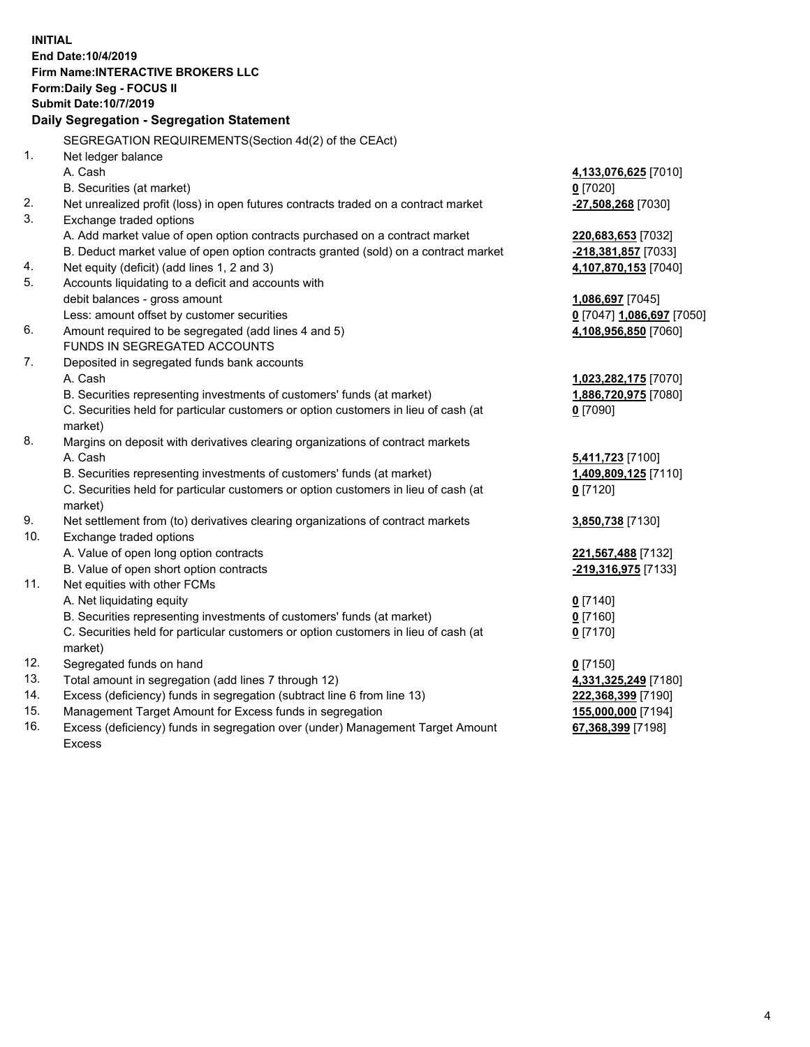**INITIAL**
**End Date:10/4/2019**
**Firm Name:INTERACTIVE BROKERS LLC**
**Form:Daily Seg - FOCUS II**
**Submit Date:10/7/2019**

**Daily Segregation - Segregation Statement**

| | | |
|---|---|---|
| | SEGREGATION REQUIREMENTS(Section 4d(2) of the CEAct) | |
| 1. | Net ledger balance | |
| | A. Cash | **4,133,076,625** [7010] |
| | B. Securities (at market) | **0** [7020] |
| 2. | Net unrealized profit (loss) in open futures contracts traded on a contract market | **-27,508,268** [7030] |
| 3. | Exchange traded options | |
| | A. Add market value of open option contracts purchased on a contract market | **220,683,653** [7032] |
| | B. Deduct market value of open option contracts granted (sold) on a contract market | **-218,381,857** [7033] |
| 4. | Net equity (deficit) (add lines 1, 2 and 3) | **4,107,870,153** [7040] |
| 5. | Accounts liquidating to a deficit and accounts with debit balances - gross amount | **1,086,697** [7045] |
| | Less: amount offset by customer securities | **0** [7047] **1,086,697** [7050] |
| 6. | Amount required to be segregated (add lines 4 and 5) | **4,108,956,850** [7060] |
| | FUNDS IN SEGREGATED ACCOUNTS | |
| 7. | Deposited in segregated funds bank accounts | |
| | A. Cash | **1,023,282,175** [7070] |
| | B. Securities representing investments of customers' funds (at market) | **1,886,720,975** [7080] |
| | C. Securities held for particular customers or option customers in lieu of cash (at market) | **0** [7090] |
| 8. | Margins on deposit with derivatives clearing organizations of contract markets | |
| | A. Cash | **5,411,723** [7100] |
| | B. Securities representing investments of customers' funds (at market) | **1,409,809,125** [7110] |
| | C. Securities held for particular customers or option customers in lieu of cash (at market) | **0** [7120] |
| 9. | Net settlement from (to) derivatives clearing organizations of contract markets | **3,850,738** [7130] |
| 10. | Exchange traded options | |
| | A. Value of open long option contracts | **221,567,488** [7132] |
| | B. Value of open short option contracts | **-219,316,975** [7133] |
| 11. | Net equities with other FCMs | |
| | A. Net liquidating equity | **0** [7140] |
| | B. Securities representing investments of customers' funds (at market) | **0** [7160] |
| | C. Securities held for particular customers or option customers in lieu of cash (at market) | **0** [7170] |
| 12. | Segregated funds on hand | **0** [7150] |
| 13. | Total amount in segregation (add lines 7 through 12) | **4,331,325,249** [7180] |
| 14. | Excess (deficiency) funds in segregation (subtract line 6 from line 13) | **222,368,399** [7190] |
| 15. | Management Target Amount for Excess funds in segregation | **155,000,000** [7194] |
| 16. | Excess (deficiency) funds in segregation over (under) Management Target Amount Excess | **67,368,399** [7198] |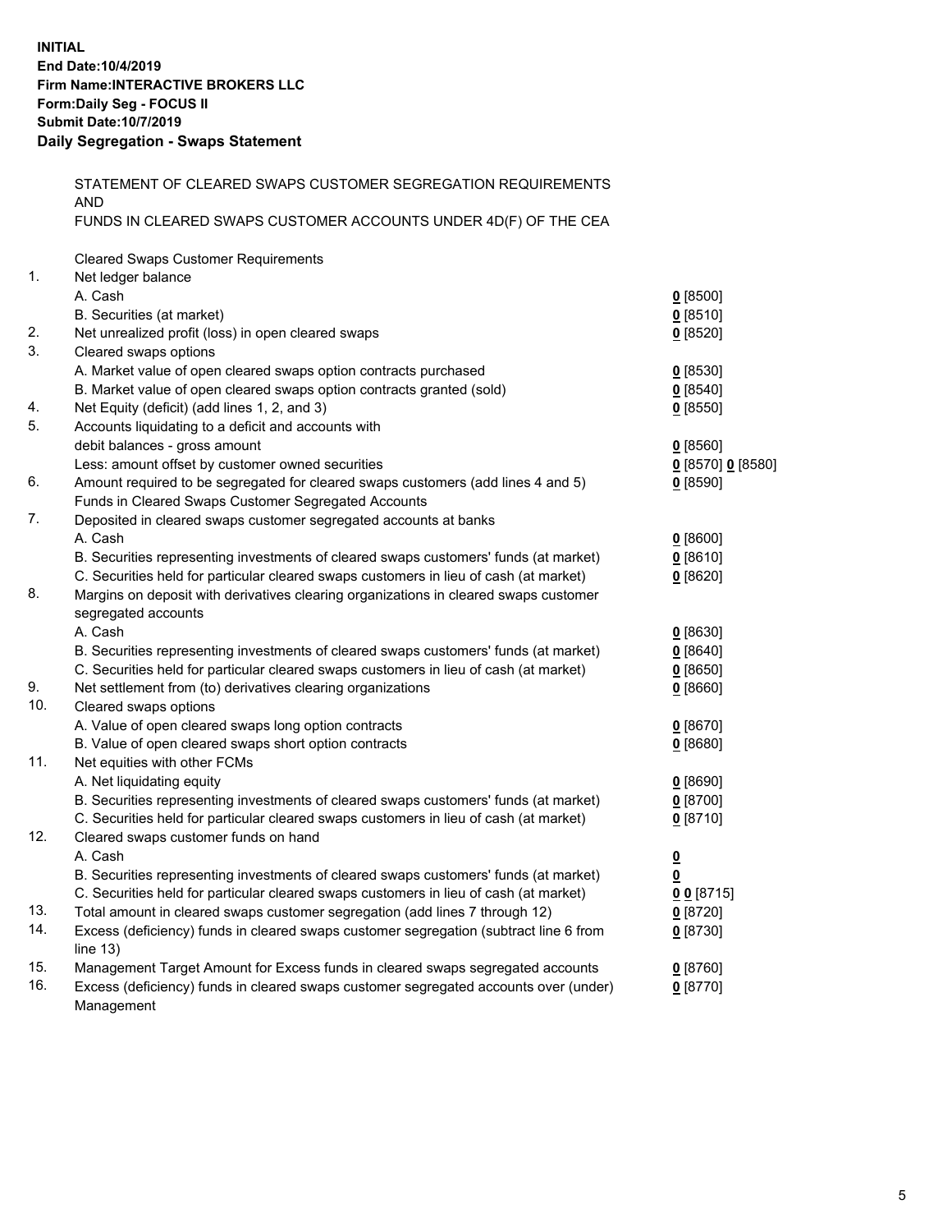**INITIAL**
**End Date:10/4/2019**
**Firm Name:INTERACTIVE BROKERS LLC**
**Form:Daily Seg - FOCUS II**
**Submit Date:10/7/2019**
**Daily Segregation - Swaps Statement**

STATEMENT OF CLEARED SWAPS CUSTOMER SEGREGATION REQUIREMENTS AND FUNDS IN CLEARED SWAPS CUSTOMER ACCOUNTS UNDER 4D(F) OF THE CEA

| | | |
|---|---|---|
| | Cleared Swaps Customer Requirements | |
| 1. | Net ledger balance | |
| | A. Cash | 0 [8500] |
| | B. Securities (at market) | 0 [8510] |
| 2. | Net unrealized profit (loss) in open cleared swaps | 0 [8520] |
| 3. | Cleared swaps options | |
| | A. Market value of open cleared swaps option contracts purchased | 0 [8530] |
| | B. Market value of open cleared swaps option contracts granted (sold) | 0 [8540] |
| 4. | Net Equity (deficit) (add lines 1, 2, and 3) | 0 [8550] |
| 5. | Accounts liquidating to a deficit and accounts with debit balances - gross amount | 0 [8560] |
| | Less: amount offset by customer owned securities | 0 [8570] 0 [8580] |
| 6. | Amount required to be segregated for cleared swaps customers (add lines 4 and 5) | 0 [8590] |
| | Funds in Cleared Swaps Customer Segregated Accounts | |
| 7. | Deposited in cleared swaps customer segregated accounts at banks | |
| | A. Cash | 0 [8600] |
| | B. Securities representing investments of cleared swaps customers' funds (at market) | 0 [8610] |
| | C. Securities held for particular cleared swaps customers in lieu of cash (at market) | 0 [8620] |
| 8. | Margins on deposit with derivatives clearing organizations in cleared swaps customer segregated accounts | |
| | A. Cash | 0 [8630] |
| | B. Securities representing investments of cleared swaps customers' funds (at market) | 0 [8640] |
| | C. Securities held for particular cleared swaps customers in lieu of cash (at market) | 0 [8650] |
| 9. | Net settlement from (to) derivatives clearing organizations | 0 [8660] |
| 10. | Cleared swaps options | |
| | A. Value of open cleared swaps long option contracts | 0 [8670] |
| | B. Value of open cleared swaps short option contracts | 0 [8680] |
| 11. | Net equities with other FCMs | |
| | A. Net liquidating equity | 0 [8690] |
| | B. Securities representing investments of cleared swaps customers' funds (at market) | 0 [8700] |
| | C. Securities held for particular cleared swaps customers in lieu of cash (at market) | 0 [8710] |
| 12. | Cleared swaps customer funds on hand | |
| | A. Cash | 0 |
| | B. Securities representing investments of cleared swaps customers' funds (at market) | 0 |
| | C. Securities held for particular cleared swaps customers in lieu of cash (at market) | 0 0 [8715] |
| 13. | Total amount in cleared swaps customer segregation (add lines 7 through 12) | 0 [8720] |
| 14. | Excess (deficiency) funds in cleared swaps customer segregation (subtract line 6 from line 13) | 0 [8730] |
| 15. | Management Target Amount for Excess funds in cleared swaps segregated accounts | 0 [8760] |
| 16. | Excess (deficiency) funds in cleared swaps customer segregated accounts over (under) Management | 0 [8770] |